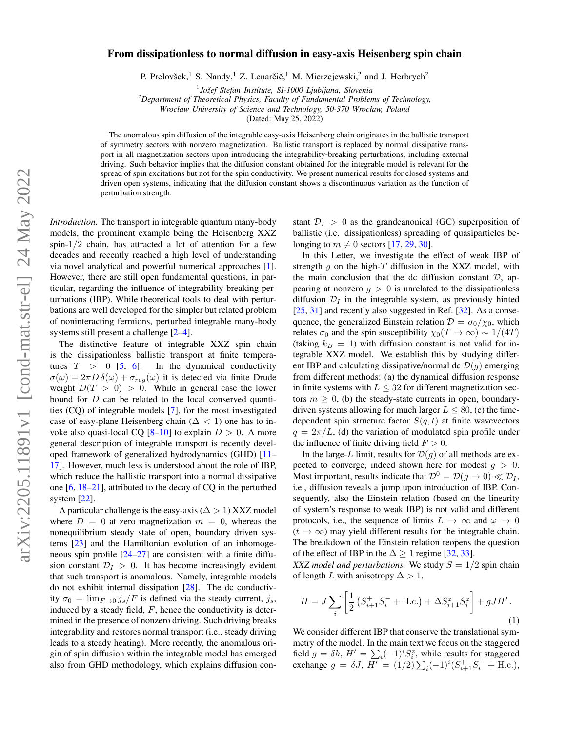# From dissipationless to normal diffusion in easy-axis Heisenberg spin chain

P. Prelovšek,[1] S. Nandy,[1] Z. Lenarčič,[1] M. Mierzejewski,[2] and J. Herbrych[2]

[1] *Jožef Stefan Institute, SI-1000 Ljubljana, Slovenia*
[2] *Department of Theoretical Physics, Faculty of Fundamental Problems of Technology, Wrocław University of Science and Technology, 50-370 Wrocław, Poland*

(Dated: May 25, 2022)

The anomalous spin diffusion of the integrable easy-axis Heisenberg chain originates in the ballistic transport of symmetry sectors with nonzero magnetization. Ballistic transport is replaced by normal dissipative transport in all magnetization sectors upon introducing the integrability-breaking perturbations, including external driving. Such behavior implies that the diffusion constant obtained for the integrable model is relevant for the spread of spin excitations but not for the spin conductivity. We present numerical results for closed systems and driven open systems, indicating that the diffusion constant shows a discontinuous variation as the function of perturbation strength.

*Introduction.* The transport in integrable quantum many-body models, the prominent example being the Heisenberg XXZ spin-1/2 chain, has attracted a lot of attention for a few decades and recently reached a high level of understanding via novel analytical and powerful numerical approaches [1]. However, there are still open fundamental questions, in particular, regarding the influence of integrability-breaking perturbations (IBP). While theoretical tools to deal with perturbations are well developed for the simpler but related problem of noninteracting fermions, perturbed integrable many-body systems still present a challenge [2–4].

The distinctive feature of integrable XXZ spin chain is the dissipationless ballistic transport at finite temperatures $T > 0$ [5, 6]. In the dynamical conductivity $\sigma(\omega) = 2\pi D\,\delta(\omega) + \sigma_{reg}(\omega)$ it is detected via finite Drude weight $D(T > 0) > 0$. While in general case the lower bound for $D$ can be related to the local conserved quantities (CQ) of integrable models [7], for the most investigated case of easy-plane Heisenberg chain ($\Delta < 1$) one has to invoke also quasi-local CQ [8–10] to explain $D > 0$. A more general description of integrable transport is recently developed framework of generalized hydrodynamics (GHD) [11–17]. However, much less is understood about the role of IBP, which reduce the ballistic transport into a normal dissipative one [6, 18–21], attributed to the decay of CQ in the perturbed system [22].

A particular challenge is the easy-axis ($\Delta > 1$) XXZ model where $D = 0$ at zero magnetization $m = 0$, whereas the nonequilibrium steady state of open, boundary driven systems [23] and the Hamiltonian evolution of an inhomogeneous spin profile [24–27] are consistent with a finite diffusion constant $\mathcal{D}_I > 0$. It has become increasingly evident that such transport is anomalous. Namely, integrable models do not exhibit internal dissipation [28]. The dc conductivity $\sigma_0 = \lim_{F\to 0} j_s/F$ is defined via the steady current, $j_s$, induced by a steady field, $F$, hence the conductivity is determined in the presence of nonzero driving. Such driving breaks integrability and restores normal transport (i.e., steady driving leads to a steady heating). More recently, the anomalous origin of spin diffusion within the integrable model has emerged also from GHD methodology, which explains diffusion constant $\mathcal{D}_I > 0$ as the grandcanonical (GC) superposition of ballistic (i.e. dissipationless) spreading of quasiparticles belonging to $m \neq 0$ sectors [17, 29, 30].

In this Letter, we investigate the effect of weak IBP of strength $g$ on the high-$T$ diffusion in the XXZ model, with the main conclusion that the dc diffusion constant $\mathcal{D}$, appearing at nonzero $g > 0$ is unrelated to the dissipationless diffusion $\mathcal{D}_I$ in the integrable system, as previously hinted [25, 31] and recently also suggested in Ref. [32]. As a consequence, the generalized Einstein relation $\mathcal{D} = \sigma_0/\chi_0$, which relates $\sigma_0$ and the spin susceptibility $\chi_0(T \to \infty) \sim 1/(4T)$ (taking $k_B = 1$) with diffusion constant is not valid for integrable XXZ model. We establish this by studying different IBP and calculating dissipative/normal dc $\mathcal{D}(g)$ emerging from different methods: (a) the dynamical diffusion response in finite systems with $L \leq 32$ for different magnetization sectors $m \geq 0$, (b) the steady-state currents in open, boundary-driven systems allowing for much larger $L \leq 80$, (c) the time-dependent spin structure factor $S(q,t)$ at finite wavevectors $q = 2\pi/L$, (d) the variation of modulated spin profile under the influence of finite driving field $F > 0$.

In the large-$L$ limit, results for $\mathcal{D}(g)$ of all methods are expected to converge, indeed shown here for modest $g > 0$. Most important, results indicate that $\mathcal{D}^0 = \mathcal{D}(g \to 0) \ll \mathcal{D}_I$, i.e., diffusion reveals a jump upon introduction of IBP. Consequently, also the Einstein relation (based on the linearity of system's response to weak IBP) is not valid and different protocols, i.e., the sequence of limits $L \to \infty$ and $\omega \to 0$ ($t \to \infty$) may yield different results for the integrable chain. The breakdown of the Einstein relation reopens the question of the effect of IBP in the $\Delta \geq 1$ regime [32, 33].

*XXZ model and perturbations.* We study $S = 1/2$ spin chain of length $L$ with anisotropy $\Delta > 1$,

$$H = J\sum_i \left[\frac{1}{2}\left(S^+_{i+1}S^-_i + \text{H.c.}\right) + \Delta S^z_{i+1}S^z_i\right] + gJH'\,. \tag{1}$$

We consider different IBP that conserve the translational symmetry of the model. In the main text we focus on the staggered field $g = \delta h$, $H' = \sum_i (-1)^i S^z_i$, while results for staggered exchange $g = \delta J$, $H' = (1/2)\sum_i (-1)^i (S^+_{i+1}S^-_i + \text{H.c.})$,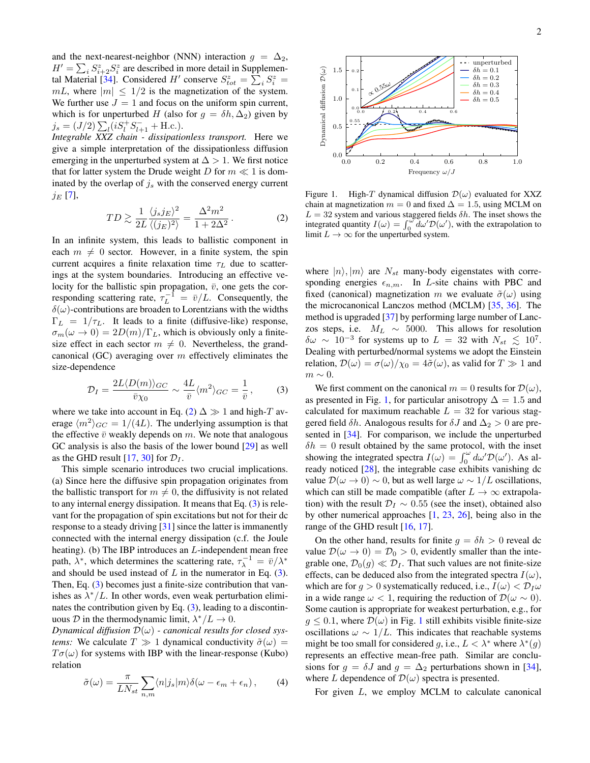and the next-nearest-neighbor (NNN) interaction $g = \Delta_2$, $H' = \sum_i S^z_{i+2} S^z_i$ are described in more detail in Supplemental Material [34]. Considered $H'$ conserve $S^z_{tot} = \sum_i S^z_i = mL$, where $|m| \leq 1/2$ is the magnetization of the system. We further use $J = 1$ and focus on the uniform spin current, which is for unperturbed $H$ (also for $g = \delta h, \Delta_2$) given by $j_s = (J/2) \sum_l (i S^+_l S^-_{l+1} + \text{H.c.})$.

*Integrable XXZ chain - dissipationless transport.* Here we give a simple interpretation of the dissipationless diffusion emerging in the unperturbed system at $\Delta > 1$. We first notice that for latter system the Drude weight $D$ for $m \ll 1$ is dominated by the overlap of $j_s$ with the conserved energy current $j_E$ [7],

$$TD \gtrsim \frac{1}{2L} \frac{\langle j_s j_E \rangle^2}{\langle (j_E)^2 \rangle} = \frac{\Delta^2 m^2}{1 + 2\Delta^2} \,. \tag{2}$$

In an infinite system, this leads to ballistic component in each $m \neq 0$ sector. However, in a finite system, the spin current acquires a finite relaxation time $\tau_L$ due to scatterings at the system boundaries. Introducing an effective velocity for the ballistic spin propagation, $\bar{v}$, one gets the corresponding scattering rate, $\tau_L^{-1} = \bar{v}/L$. Consequently, the $\delta(\omega)$-contributions are broaden to Lorentzians with the widths $\Gamma_L = 1/\tau_L$. It leads to a finite (diffusive-like) response, $\sigma_m(\omega \to 0) = 2D(m)/\Gamma_L$, which is obviously only a finite-size effect in each sector $m \neq 0$. Nevertheless, the grand-canonical (GC) averaging over $m$ effectively eliminates the size-dependence

$$\mathcal{D}_I = \frac{2L \langle D(m) \rangle_{GC}}{\bar{v} \chi_0} \sim \frac{4L}{\bar{v}} \langle m^2 \rangle_{GC} = \frac{1}{\bar{v}} \,, \tag{3}$$

where we take into account in Eq. (2) $\Delta \gg 1$ and high-$T$ average $\langle m^2 \rangle_{GC} = 1/(4L)$. The underlying assumption is that the effective $\bar{v}$ weakly depends on $m$. We note that analogous GC analysis is also the basis of the lower bound [29] as well as the GHD result [17, 30] for $\mathcal{D}_I$.

This simple scenario introduces two crucial implications. (a) Since here the diffusive spin propagation originates from the ballistic transport for $m \neq 0$, the diffusivity is not related to any internal energy dissipation. It means that Eq. (3) is relevant for the propagation of spin excitations but not for their dc response to a steady driving [31] since the latter is immanently connected with the internal energy dissipation (c.f. the Joule heating). (b) The IBP introduces an $L$-independent mean free path, $\lambda^*$, which determines the scattering rate, $\tau_\lambda^{-1} = \bar{v}/\lambda^*$ and should be used instead of $L$ in the numerator in Eq. (3). Then, Eq. (3) becomes just a finite-size contribution that vanishes as $\lambda^*/L$. In other words, even weak perturbation eliminates the contribution given by Eq. (3), leading to a discontinuous $\mathcal{D}$ in the thermodynamic limit, $\lambda^*/L \to 0$.

*Dynamical diffusion $\mathcal{D}(\omega)$ - canonical results for closed systems:* We calculate $T \gg 1$ dynamical conductivity $\tilde{\sigma}(\omega) = T\sigma(\omega)$ for systems with IBP with the linear-response (Kubo) relation

$$\tilde{\sigma}(\omega) = \frac{\pi}{L N_{st}} \sum_{n,m} \langle n | j_s | m \rangle \delta(\omega - \epsilon_m + \epsilon_n) \,, \tag{4}$$

Figure 1. High-$T$ dynamical diffusion $\mathcal{D}(\omega)$ evaluated for XXZ chain at magnetization $m = 0$ and fixed $\Delta = 1.5$, using MCLM on $L = 32$ system and various staggered fields $\delta h$. The inset shows the integrated quantity $I(\omega) = \int_0^\omega d\omega' \mathcal{D}(\omega')$, with the extrapolation to limit $L \to \infty$ for the unperturbed system.

where $|n\rangle, |m\rangle$ are $N_{st}$ many-body eigenstates with corresponding energies $\epsilon_{n,m}$. In $L$-site chains with PBC and fixed (canonical) magnetization $m$ we evaluate $\tilde{\sigma}(\omega)$ using the microcanonical Lanczos method (MCLM) [35, 36]. The method is upgraded [37] by performing large number of Lanczos steps, i.e. $M_L \sim 5000$. This allows for resolution $\delta\omega \sim 10^{-3}$ for systems up to $L = 32$ with $N_{st} \lesssim 10^7$. Dealing with perturbed/normal systems we adopt the Einstein relation, $\mathcal{D}(\omega) = \sigma(\omega)/\chi_0 = 4\tilde{\sigma}(\omega)$, as valid for $T \gg 1$ and $m \sim 0$.

We first comment on the canonical $m = 0$ results for $\mathcal{D}(\omega)$, as presented in Fig. 1, for particular anisotropy $\Delta = 1.5$ and calculated for maximum reachable $L = 32$ for various staggered field $\delta h$. Analogous results for $\delta J$ and $\Delta_2 > 0$ are presented in [34]. For comparison, we include the unperturbed $\delta h = 0$ result obtained by the same protocol, with the inset showing the integrated spectra $I(\omega) = \int_0^\omega d\omega' \mathcal{D}(\omega')$. As already noticed [28], the integrable case exhibits vanishing dc value $\mathcal{D}(\omega \to 0) \sim 0$, but as well large $\omega \sim 1/L$ oscillations, which can still be made compatible (after $L \to \infty$ extrapolation) with the result $\mathcal{D}_I \sim 0.55$ (see the inset), obtained also by other numerical approaches [1, 23, 26], being also in the range of the GHD result [16, 17].

On the other hand, results for finite $g = \delta h > 0$ reveal dc value $\mathcal{D}(\omega \to 0) = \mathcal{D}_0 > 0$, evidently smaller than the integrable one, $\mathcal{D}_0(g) \ll \mathcal{D}_I$. That such values are not finite-size effects, can be deduced also from the integrated spectra $I(\omega)$, which are for $g > 0$ systematically reduced, i.e., $I(\omega) < \mathcal{D}_I \omega$ in a wide range $\omega < 1$, requiring the reduction of $\mathcal{D}(\omega \sim 0)$. Some caution is appropriate for weakest perturbation, e.g., for $g \leq 0.1$, where $\mathcal{D}(\omega)$ in Fig. 1 still exhibits visible finite-size oscillations $\omega \sim 1/L$. This indicates that reachable systems might be too small for considered $g$, i.e., $L < \lambda^*$ where $\lambda^*(g)$ represents an effective mean-free path. Similar are conclusions for $g = \delta J$ and $g = \Delta_2$ perturbations shown in [34], where $L$ dependence of $\mathcal{D}(\omega)$ spectra is presented.

For given $L$, we employ MCLM to calculate canonical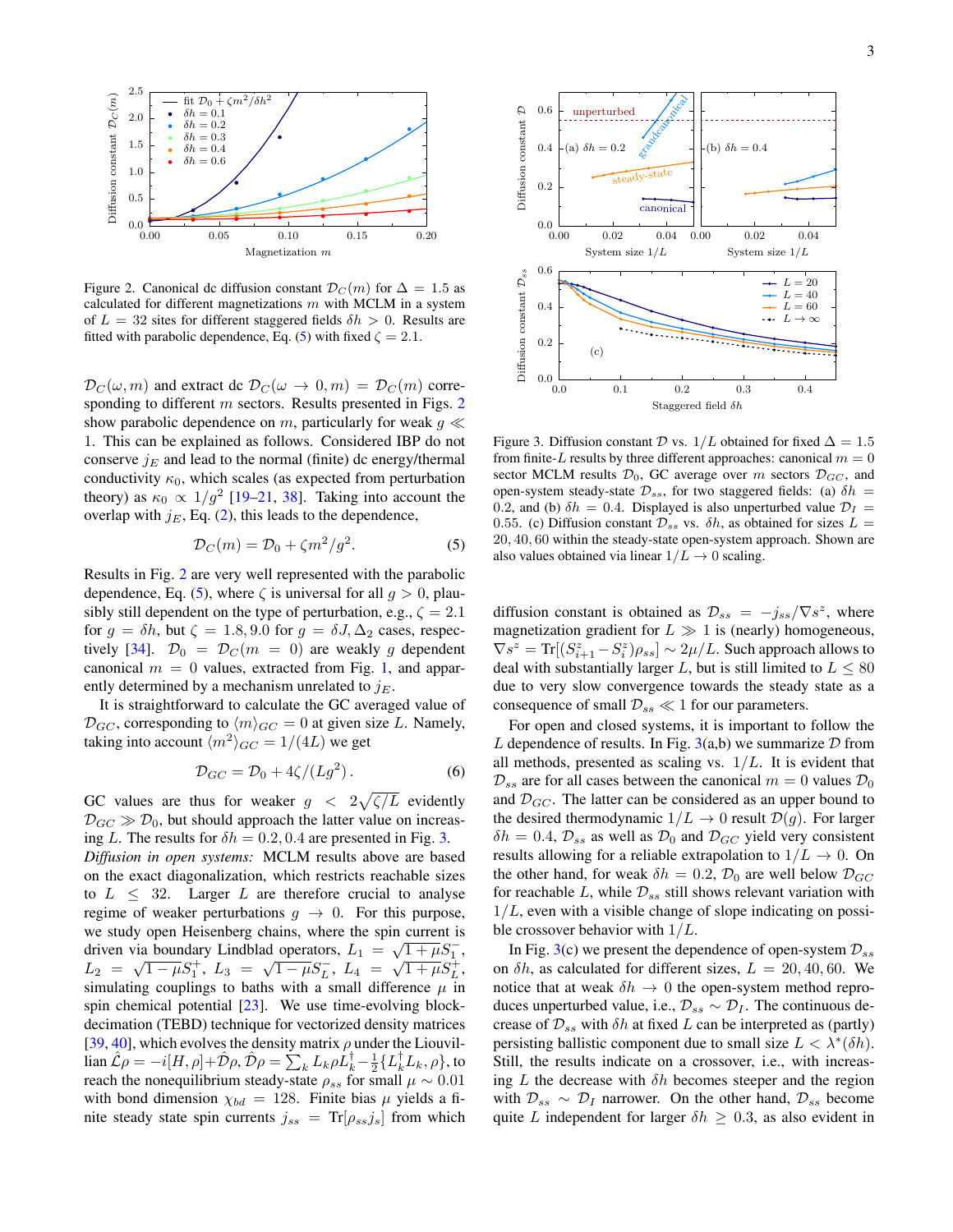Figure 2. Canonical dc diffusion constant $\mathcal{D}_C(m)$ for $\Delta = 1.5$ as calculated for different magnetizations $m$ with MCLM in a system of $L = 32$ sites for different staggered fields $\delta h > 0$. Results are fitted with parabolic dependence, Eq. (5) with fixed $\zeta = 2.1$.

$\mathcal{D}_C(\omega, m)$ and extract dc $\mathcal{D}_C(\omega \to 0, m) = \mathcal{D}_C(m)$ corresponding to different $m$ sectors. Results presented in Figs. 2 show parabolic dependence on $m$, particularly for weak $g \ll 1$. This can be explained as follows. Considered IBP do not conserve $j_E$ and lead to the normal (finite) dc energy/thermal conductivity $\kappa_0$, which scales (as expected from perturbation theory) as $\kappa_0 \propto 1/g^2$ [19–21, 38]. Taking into account the overlap with $j_E$, Eq. (2), this leads to the dependence,

$$\mathcal{D}_C(m) = \mathcal{D}_0 + \zeta m^2/g^2. \tag{5}$$

Results in Fig. 2 are very well represented with the parabolic dependence, Eq. (5), where $\zeta$ is universal for all $g > 0$, plausibly still dependent on the type of perturbation, e.g., $\zeta = 2.1$ for $g = \delta h$, but $\zeta = 1.8, 9.0$ for $g = \delta J, \Delta_2$ cases, respectively [34]. $\mathcal{D}_0 = \mathcal{D}_C(m = 0)$ are weakly $g$ dependent canonical $m = 0$ values, extracted from Fig. 1, and apparently determined by a mechanism unrelated to $j_E$.

It is straightforward to calculate the GC averaged value of $\mathcal{D}_{GC}$, corresponding to $\langle m \rangle_{GC} = 0$ at given size $L$. Namely, taking into account $\langle m^2 \rangle_{GC} = 1/(4L)$ we get

$$\mathcal{D}_{GC} = \mathcal{D}_0 + 4\zeta/(Lg^2)\,. \tag{6}$$

GC values are thus for weaker $g < 2\sqrt{\zeta/L}$ evidently $\mathcal{D}_{GC} \gg \mathcal{D}_0$, but should approach the latter value on increasing $L$. The results for $\delta h = 0.2, 0.4$ are presented in Fig. 3.

*Diffusion in open systems:* MCLM results above are based on the exact diagonalization, which restricts reachable sizes to $L \leq 32$. Larger $L$ are therefore crucial to analyse regime of weaker perturbations $g \to 0$. For this purpose, we study open Heisenberg chains, where the spin current is driven via boundary Lindblad operators, $L_1 = \sqrt{1+\mu}S_1^-$, $L_2 = \sqrt{1-\mu}S_1^+$, $L_3 = \sqrt{1-\mu}S_L^-$, $L_4 = \sqrt{1+\mu}S_L^+$, simulating couplings to baths with a small difference $\mu$ in spin chemical potential [23]. We use time-evolving block-decimation (TEBD) technique for vectorized density matrices [39, 40], which evolves the density matrix $\rho$ under the Liouvillian $\hat{\mathcal{L}}\rho = -i[H,\rho] + \hat{\mathcal{D}}\rho$, $\hat{\mathcal{D}}\rho = \sum_k L_k \rho L_k^\dagger - \frac{1}{2}\{L_k^\dagger L_k, \rho\}$, to reach the nonequilibrium steady-state $\rho_{ss}$ for small $\mu \sim 0.01$ with bond dimension $\chi_{bd} = 128$. Finite bias $\mu$ yields a finite steady state spin currents $j_{ss} = \mathrm{Tr}[\rho_{ss} j_s]$ from which

Figure 3. Diffusion constant $\mathcal{D}$ vs. $1/L$ obtained for fixed $\Delta = 1.5$ from finite-$L$ results by three different approaches: canonical $m = 0$ sector MCLM results $\mathcal{D}_0$, GC average over $m$ sectors $\mathcal{D}_{GC}$, and open-system steady-state $\mathcal{D}_{ss}$, for two staggered fields: (a) $\delta h = 0.2$, and (b) $\delta h = 0.4$. Displayed is also unperturbed value $\mathcal{D}_I = 0.55$. (c) Diffusion constant $\mathcal{D}_{ss}$ vs. $\delta h$, as obtained for sizes $L = 20, 40, 60$ within the steady-state open-system approach. Shown are also values obtained via linear $1/L \to 0$ scaling.

diffusion constant is obtained as $\mathcal{D}_{ss} = -j_{ss}/\nabla s^z$, where magnetization gradient for $L \gg 1$ is (nearly) homogeneous, $\nabla s^z = \mathrm{Tr}[(S_{i+1}^z - S_i^z)\rho_{ss}] \sim 2\mu/L$. Such approach allows to deal with substantially larger $L$, but is still limited to $L \leq 80$ due to very slow convergence towards the steady state as a consequence of small $\mathcal{D}_{ss} \ll 1$ for our parameters.

For open and closed systems, it is important to follow the $L$ dependence of results. In Fig. 3(a,b) we summarize $\mathcal{D}$ from all methods, presented as scaling vs. $1/L$. It is evident that $\mathcal{D}_{ss}$ are for all cases between the canonical $m = 0$ values $\mathcal{D}_0$ and $\mathcal{D}_{GC}$. The latter can be considered as an upper bound to the desired thermodynamic $1/L \to 0$ result $\mathcal{D}(g)$. For larger $\delta h = 0.4$, $\mathcal{D}_{ss}$ as well as $\mathcal{D}_0$ and $\mathcal{D}_{GC}$ yield very consistent results allowing for a reliable extrapolation to $1/L \to 0$. On the other hand, for weak $\delta h = 0.2$, $\mathcal{D}_0$ are well below $\mathcal{D}_{GC}$ for reachable $L$, while $\mathcal{D}_{ss}$ still shows relevant variation with $1/L$, even with a visible change of slope indicating on possible crossover behavior with $1/L$.

In Fig. 3(c) we present the dependence of open-system $\mathcal{D}_{ss}$ on $\delta h$, as calculated for different sizes, $L = 20, 40, 60$. We notice that at weak $\delta h \to 0$ the open-system method reproduces unperturbed value, i.e., $\mathcal{D}_{ss} \sim \mathcal{D}_I$. The continuous decrease of $\mathcal{D}_{ss}$ with $\delta h$ at fixed $L$ can be interpreted as (partly) persisting ballistic component due to small size $L < \lambda^*(\delta h)$. Still, the results indicate on a crossover, i.e., with increasing $L$ the decrease with $\delta h$ becomes steeper and the region with $\mathcal{D}_{ss} \sim \mathcal{D}_I$ narrower. On the other hand, $\mathcal{D}_{ss}$ become quite $L$ independent for larger $\delta h \geq 0.3$, as also evident in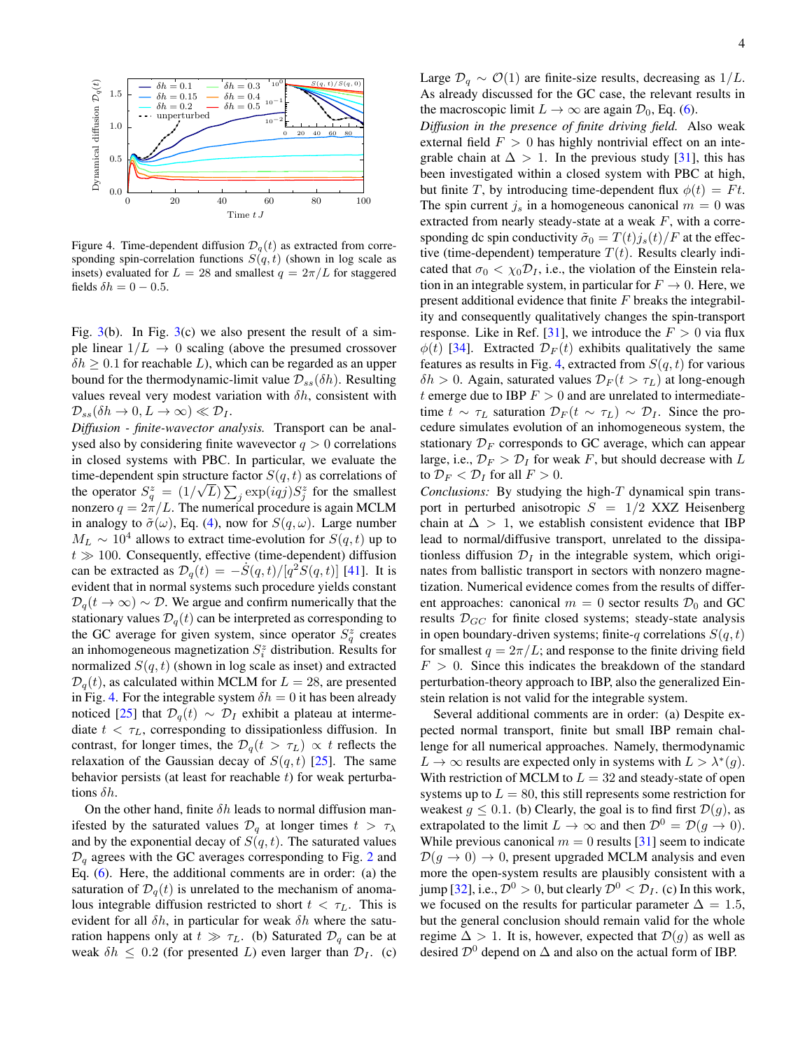Figure 4. Time-dependent diffusion $\mathcal{D}_q(t)$ as extracted from corresponding spin-correlation functions $S(q,t)$ (shown in log scale as insets) evaluated for $L = 28$ and smallest $q = 2\pi/L$ for staggered fields $\delta h = 0 - 0.5$.

Fig. 3(b). In Fig. 3(c) we also present the result of a simple linear $1/L \to 0$ scaling (above the presumed crossover $\delta h \geq 0.1$ for reachable $L$), which can be regarded as an upper bound for the thermodynamic-limit value $\mathcal{D}_{ss}(\delta h)$. Resulting values reveal very modest variation with $\delta h$, consistent with $\mathcal{D}_{ss}(\delta h \to 0, L \to \infty) \ll \mathcal{D}_I$.

*Diffusion - finite-wavevector analysis.* Transport can be analysed also by considering finite wavevector $q > 0$ correlations in closed systems with PBC. In particular, we evaluate the time-dependent spin structure factor $S(q,t)$ as correlations of the operator $S^z_q = (1/\sqrt{L}) \sum_j \exp(iqj) S^z_j$ for the smallest nonzero $q = 2\pi/L$. The numerical procedure is again MCLM in analogy to $\tilde{\sigma}(\omega)$, Eq. (4), now for $S(q,\omega)$. Large number $M_L \sim 10^4$ allows to extract time-evolution for $S(q,t)$ up to $t \gg 100$. Consequently, effective (time-dependent) diffusion can be extracted as $\mathcal{D}_q(t) = -\dot{S}(q,t)/[q^2 S(q,t)]$ [41]. It is evident that in normal systems such procedure yields constant $\mathcal{D}_q(t \to \infty) \sim \mathcal{D}$. We argue and confirm numerically that the stationary values $\mathcal{D}_q(t)$ can be interpreted as corresponding to the GC average for given system, since operator $S^z_q$ creates an inhomogeneous magnetization $S^z_i$ distribution. Results for normalized $S(q,t)$ (shown in log scale as inset) and extracted $\mathcal{D}_q(t)$, as calculated within MCLM for $L = 28$, are presented in Fig. 4. For the integrable system $\delta h = 0$ it has been already noticed [25] that $\mathcal{D}_q(t) \sim \mathcal{D}_I$ exhibit a plateau at intermediate $t < \tau_L$, corresponding to dissipationless diffusion. In contrast, for longer times, the $\mathcal{D}_q(t > \tau_L) \propto t$ reflects the relaxation of the Gaussian decay of $S(q,t)$ [25]. The same behavior persists (at least for reachable $t$) for weak perturbations $\delta h$.

On the other hand, finite $\delta h$ leads to normal diffusion manifested by the saturated values $\mathcal{D}_q$ at longer times $t > \tau_\lambda$ and by the exponential decay of $S(q,t)$. The saturated values $\mathcal{D}_q$ agrees with the GC averages corresponding to Fig. 2 and Eq. (6). Here, the additional comments are in order: (a) the saturation of $\mathcal{D}_q(t)$ is unrelated to the mechanism of anomalous integrable diffusion restricted to short $t < \tau_L$. This is evident for all $\delta h$, in particular for weak $\delta h$ where the saturation happens only at $t \gg \tau_L$. (b) Saturated $\mathcal{D}_q$ can be at weak $\delta h \leq 0.2$ (for presented $L$) even larger than $\mathcal{D}_I$. (c) Large $\mathcal{D}_q \sim \mathcal{O}(1)$ are finite-size results, decreasing as $1/L$. As already discussed for the GC case, the relevant results in the macroscopic limit $L \to \infty$ are again $\mathcal{D}_0$, Eq. (6).

*Diffusion in the presence of finite driving field.* Also weak external field $F > 0$ has highly nontrivial effect on an integrable chain at $\Delta > 1$. In the previous study [31], this has been investigated within a closed system with PBC at high, but finite $T$, by introducing time-dependent flux $\phi(t) = Ft$. The spin current $j_s$ in a homogeneous canonical $m = 0$ was extracted from nearly steady-state at a weak $F$, with a corresponding dc spin conductivity $\tilde{\sigma}_0 = T(t) j_s(t)/F$ at the effective (time-dependent) temperature $T(t)$. Results clearly indicated that $\sigma_0 < \chi_0 \mathcal{D}_I$, i.e., the violation of the Einstein relation in an integrable system, in particular for $F \to 0$. Here, we present additional evidence that finite $F$ breaks the integrability and consequently qualitatively changes the spin-transport response. Like in Ref. [31], we introduce the $F > 0$ via flux $\phi(t)$ [34]. Extracted $\mathcal{D}_F(t)$ exhibits qualitatively the same features as results in Fig. 4, extracted from $S(q,t)$ for various $\delta h > 0$. Again, saturated values $\mathcal{D}_F(t > \tau_L)$ at long-enough $t$ emerge due to IBP $F > 0$ and are unrelated to intermediate-time $t \sim \tau_L$ saturation $\mathcal{D}_F(t \sim \tau_L) \sim \mathcal{D}_I$. Since the procedure simulates evolution of an inhomogeneous system, the stationary $\mathcal{D}_F$ corresponds to GC average, which can appear large, i.e., $\mathcal{D}_F > \mathcal{D}_I$ for weak $F$, but should decrease with $L$ to $\mathcal{D}_F < \mathcal{D}_I$ for all $F > 0$.

*Conclusions:* By studying the high-$T$ dynamical spin transport in perturbed anisotropic $S = 1/2$ XXZ Heisenberg chain at $\Delta > 1$, we establish consistent evidence that IBP lead to normal/diffusive transport, unrelated to the dissipationless diffusion $\mathcal{D}_I$ in the integrable system, which originates from ballistic transport in sectors with nonzero magnetization. Numerical evidence comes from the results of different approaches: canonical $m = 0$ sector results $\mathcal{D}_0$ and GC results $\mathcal{D}_{GC}$ for finite closed systems; steady-state analysis in open boundary-driven systems; finite-$q$ correlations $S(q,t)$ for smallest $q = 2\pi/L$; and response to the finite driving field $F > 0$. Since this indicates the breakdown of the standard perturbation-theory approach to IBP, also the generalized Einstein relation is not valid for the integrable system.

Several additional comments are in order: (a) Despite expected normal transport, finite but small IBP remain challenge for all numerical approaches. Namely, thermodynamic $L \to \infty$ results are expected only in systems with $L > \lambda^*(g)$. With restriction of MCLM to $L = 32$ and steady-state of open systems up to $L = 80$, this still represents some restriction for weakest $g \leq 0.1$. (b) Clearly, the goal is to find first $\mathcal{D}(g)$, as extrapolated to the limit $L \to \infty$ and then $\mathcal{D}^0 = \mathcal{D}(g \to 0)$. While previous canonical $m = 0$ results [31] seem to indicate $\mathcal{D}(g \to 0) \to 0$, present upgraded MCLM analysis and even more the open-system results are plausibly consistent with a jump [32], i.e., $\mathcal{D}^0 > 0$, but clearly $\mathcal{D}^0 < \mathcal{D}_I$. (c) In this work, we focused on the results for particular parameter $\Delta = 1.5$, but the general conclusion should remain valid for the whole regime $\Delta > 1$. It is, however, expected that $\mathcal{D}(g)$ as well as desired $\mathcal{D}^0$ depend on $\Delta$ and also on the actual form of IBP.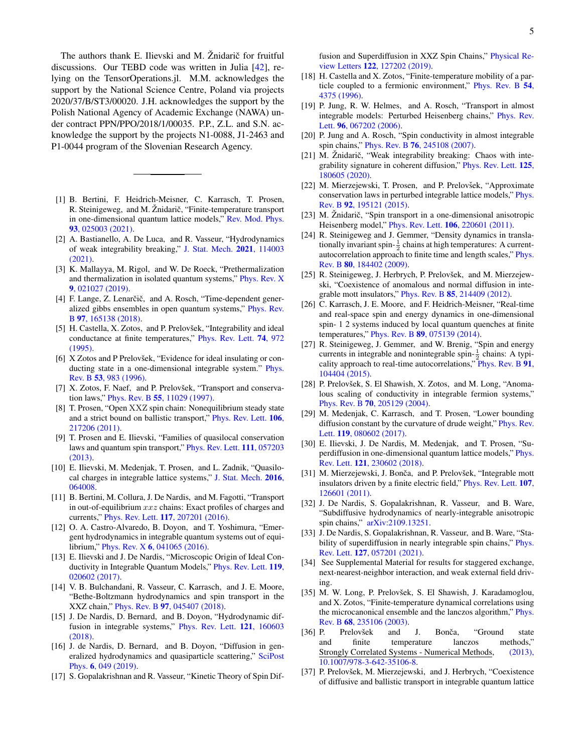The authors thank E. Ilievski and M. Žnidarič for fruitful discussions. Our TEBD code was written in Julia [42], relying on the TensorOperations.jl. M.M. acknowledges the support by the National Science Centre, Poland via projects 2020/37/B/ST3/00020. J.H. acknowledges the support by the Polish National Agency of Academic Exchange (NAWA) under contract PPN/PPO/2018/1/00035. P.P., Z.L. and S.N. acknowledge the support by the projects N1-0088, J1-2463 and P1-0044 program of the Slovenian Research Agency.

---

[1] B. Bertini, F. Heidrich-Meisner, C. Karrasch, T. Prosen, R. Steinigeweg, and M. Žnidarič, "Finite-temperature transport in one-dimensional quantum lattice models," Rev. Mod. Phys. **93**, 025003 (2021).

[2] A. Bastianello, A. De Luca, and R. Vasseur, "Hydrodynamics of weak integrability breaking," J. Stat. Mech. **2021**, 114003 (2021).

[3] K. Mallayya, M. Rigol, and W. De Roeck, "Prethermalization and thermalization in isolated quantum systems," Phys. Rev. X **9**, 021027 (2019).

[4] F. Lange, Z. Lenarčič, and A. Rosch, "Time-dependent generalized gibbs ensembles in open quantum systems," Phys. Rev. B **97**, 165138 (2018).

[5] H. Castella, X. Zotos, and P. Prelovšek, "Integrability and ideal conductance at finite temperatures," Phys. Rev. Lett. **74**, 972 (1995).

[6] X Zotos and P Prelovšek, "Evidence for ideal insulating or conducting state in a one-dimensional integrable system." Phys. Rev. B **53**, 983 (1996).

[7] X. Zotos, F. Naef, and P. Prelovšek, "Transport and conservation laws," Phys. Rev. B **55**, 11029 (1997).

[8] T. Prosen, "Open XXZ spin chain: Nonequilibrium steady state and a strict bound on ballistic transport," Phys. Rev. Lett. **106**, 217206 (2011).

[9] T. Prosen and E. Ilievski, "Families of quasilocal conservation laws and quantum spin transport," Phys. Rev. Lett. **111**, 057203 (2013).

[10] E. Ilievski, M. Medenjak, T. Prosen, and L. Zadnik, "Quasilocal charges in integrable lattice systems," J. Stat. Mech. **2016**, 064008.

[11] B. Bertini, M. Collura, J. De Nardis, and M. Fagotti, "Transport in out-of-equilibrium $xxz$ chains: Exact profiles of charges and currents," Phys. Rev. Lett. **117**, 207201 (2016).

[12] O. A. Castro-Alvaredo, B. Doyon, and T. Yoshimura, "Emergent hydrodynamics in integrable quantum systems out of equilibrium," Phys. Rev. X **6**, 041065 (2016).

[13] E. Ilievski and J. De Nardis, "Microscopic Origin of Ideal Conductivity in Integrable Quantum Models," Phys. Rev. Lett. **119**, 020602 (2017).

[14] V. B. Bulchandani, R. Vasseur, C. Karrasch, and J. E. Moore, "Bethe-Boltzmann hydrodynamics and spin transport in the XXZ chain," Phys. Rev. B **97**, 045407 (2018).

[15] J. De Nardis, D. Bernard, and B. Doyon, "Hydrodynamic diffusion in integrable systems," Phys. Rev. Lett. **121**, 160603 (2018).

[16] J. de Nardis, D. Bernard, and B. Doyon, "Diffusion in generalized hydrodynamics and quasiparticle scattering," SciPost Phys. **6**, 049 (2019).

[17] S. Gopalakrishnan and R. Vasseur, "Kinetic Theory of Spin Diffusion and Superdiffusion in XXZ Spin Chains," Physical Review Letters **122**, 127202 (2019).

[18] H. Castella and X. Zotos, "Finite-temperature mobility of a particle coupled to a fermionic environment," Phys. Rev. B **54**, 4375 (1996).

[19] P. Jung, R. W. Helmes, and A. Rosch, "Transport in almost integrable models: Perturbed Heisenberg chains," Phys. Rev. Lett. **96**, 067202 (2006).

[20] P. Jung and A. Rosch, "Spin conductivity in almost integrable spin chains," Phys. Rev. B **76**, 245108 (2007).

[21] M. Žnidarič, "Weak integrability breaking: Chaos with integrability signature in coherent diffusion," Phys. Rev. Lett. **125**, 180605 (2020).

[22] M. Mierzejewski, T. Prosen, and P. Prelovšek, "Approximate conservation laws in perturbed integrable lattice models," Phys. Rev. B **92**, 195121 (2015).

[23] M. Žnidarič, "Spin transport in a one-dimensional anisotropic Heisenberg model," Phys. Rev. Lett. **106**, 220601 (2011).

[24] R. Steinigeweg and J. Gemmer, "Density dynamics in translationally invariant spin-$\frac{1}{2}$ chains at high temperatures: A current-autocorrelation approach to finite time and length scales," Phys. Rev. B **80**, 184402 (2009).

[25] R. Steinigeweg, J. Herbrych, P. Prelovšek, and M. Mierzejewski, "Coexistence of anomalous and normal diffusion in integrable mott insulators," Phys. Rev. B **85**, 214409 (2012).

[26] C. Karrasch, J. E. Moore, and F. Heidrich-Meisner, "Real-time and real-space spin and energy dynamics in one-dimensional spin- 1 2 systems induced by local quantum quenches at finite temperatures," Phys. Rev. B **89**, 075139 (2014).

[27] R. Steinigeweg, J. Gemmer, and W. Brenig, "Spin and energy currents in integrable and nonintegrable spin-$\frac{1}{2}$ chains: A typicality approach to real-time autocorrelations," Phys. Rev. B **91**, 104404 (2015).

[28] P. Prelovšek, S. El Shawish, X. Zotos, and M. Long, "Anomalous scaling of conductivity in integrable fermion systems," Phys. Rev. B **70**, 205129 (2004).

[29] M. Medenjak, C. Karrasch, and T. Prosen, "Lower bounding diffusion constant by the curvature of drude weight," Phys. Rev. Lett. **119**, 080602 (2017).

[30] E. Ilievski, J. De Nardis, M. Medenjak, and T. Prosen, "Superdiffusion in one-dimensional quantum lattice models," Phys. Rev. Lett. **121**, 230602 (2018).

[31] M. Mierzejewski, J. Bonča, and P. Prelovšek, "Integrable mott insulators driven by a finite electric field," Phys. Rev. Lett. **107**, 126601 (2011).

[32] J. De Nardis, S. Gopalakrishnan, R. Vasseur, and B. Ware, "Subdiffusive hydrodynamics of nearly-integrable anisotropic spin chains," arXiv:2109.13251.

[33] J. De Nardis, S. Gopalakrishnan, R. Vasseur, and B. Ware, "Stability of superdiffusion in nearly integrable spin chains," Phys. Rev. Lett. **127**, 057201 (2021).

[34] See Supplemental Material for results for staggered exchange, next-nearest-neighbor interaction, and weak external field driving.

[35] M. W. Long, P. Prelovšek, S. El Shawish, J. Karadamoglou, and X. Zotos, "Finite-temperature dynamical correlations using the microcanonical ensemble and the lanczos algorithm," Phys. Rev. B **68**, 235106 (2003).

[36] P. Prelovšek and J. Bonča, "Ground state and finite temperature lanczos methods," Strongly Correlated Systems - Numerical Methods, (2013), 10.1007/978-3-642-35106-8.

[37] P. Prelovšek, M. Mierzejewski, and J. Herbrych, "Coexistence of diffusive and ballistic transport in integrable quantum lattice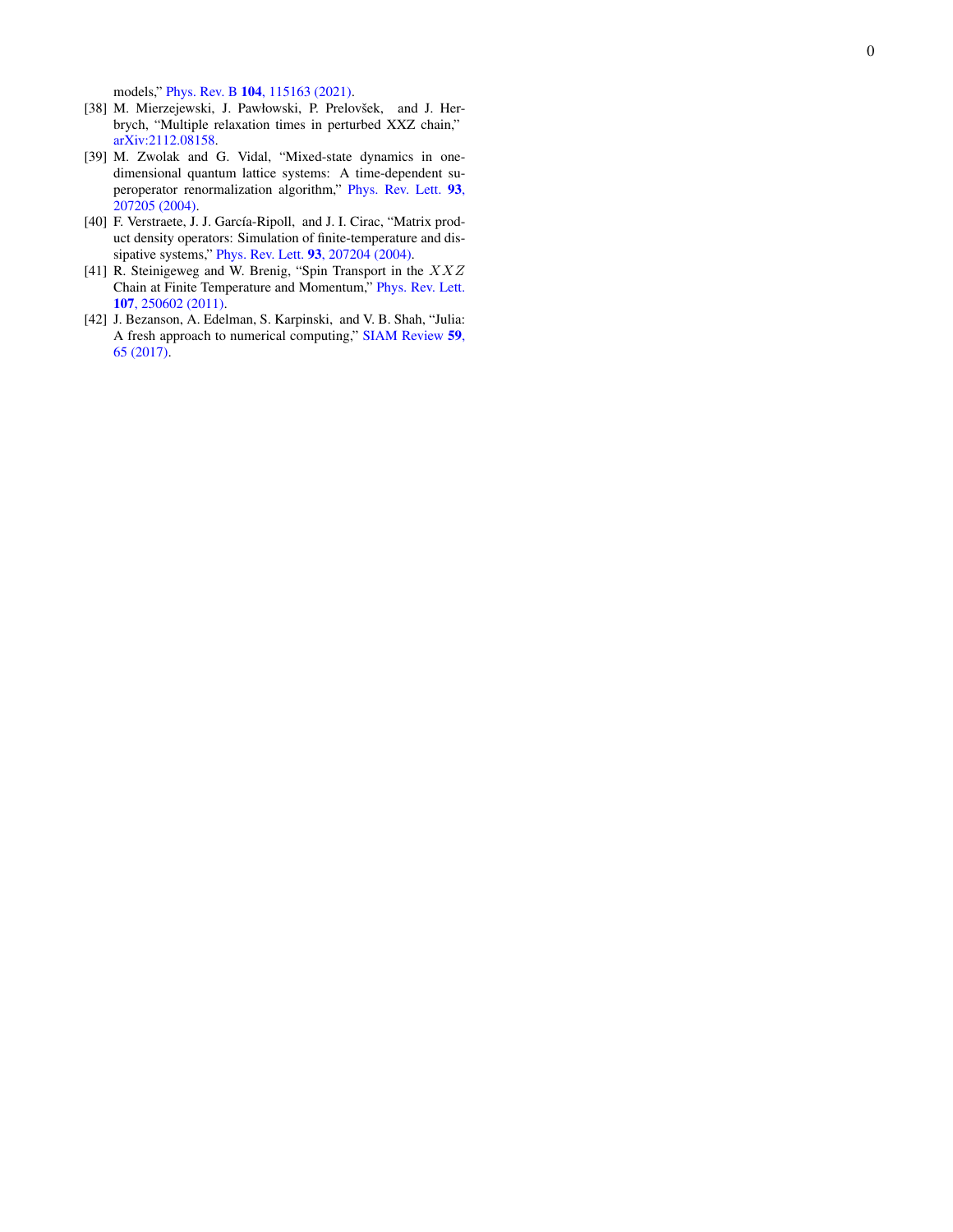models," Phys. Rev. B **104**, 115163 (2021).

[38] M. Mierzejewski, J. Pawłowski, P. Prelovšek, and J. Herbrych, "Multiple relaxation times in perturbed XXZ chain," arXiv:2112.08158.

[39] M. Zwolak and G. Vidal, "Mixed-state dynamics in one-dimensional quantum lattice systems: A time-dependent superoperator renormalization algorithm," Phys. Rev. Lett. **93**, 207205 (2004).

[40] F. Verstraete, J. J. García-Ripoll, and J. I. Cirac, "Matrix product density operators: Simulation of finite-temperature and dissipative systems," Phys. Rev. Lett. **93**, 207204 (2004).

[41] R. Steinigeweg and W. Brenig, "Spin Transport in the $XXZ$ Chain at Finite Temperature and Momentum," Phys. Rev. Lett. **107**, 250602 (2011).

[42] J. Bezanson, A. Edelman, S. Karpinski, and V. B. Shah, "Julia: A fresh approach to numerical computing," SIAM Review **59**, 65 (2017).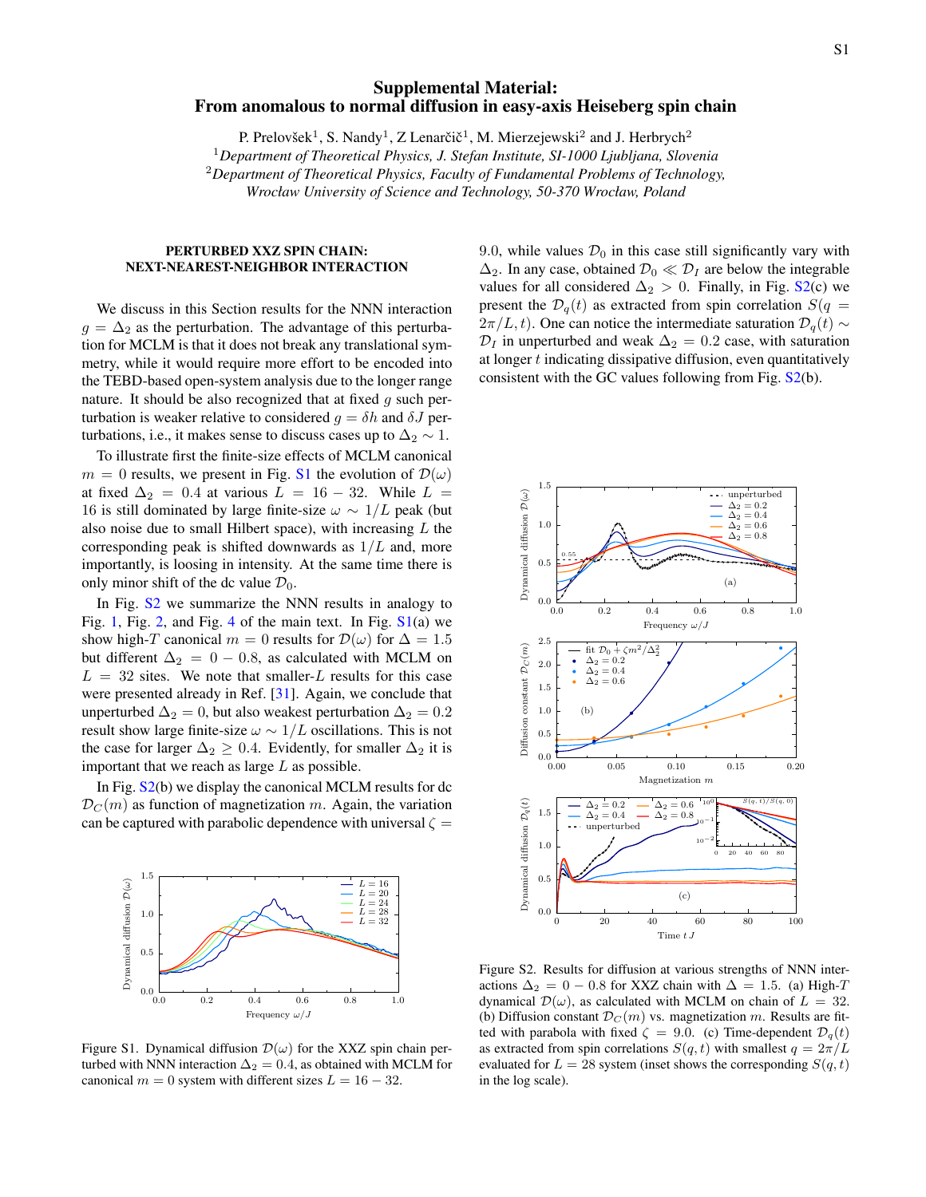# Supplemental Material:
# From anomalous to normal diffusion in easy-axis Heiseberg spin chain

P. Prelovšek[1], S. Nandy[1], Z Lenarčič[1], M. Mierzejewski[2] and J. Herbrych[2]

[1]*Department of Theoretical Physics, J. Stefan Institute, SI-1000 Ljubljana, Slovenia*
[2]*Department of Theoretical Physics, Faculty of Fundamental Problems of Technology, Wrocław University of Science and Technology, 50-370 Wrocław, Poland*

## PERTURBED XXZ SPIN CHAIN: NEXT-NEAREST-NEIGHBOR INTERACTION

We discuss in this Section results for the NNN interaction $g = \Delta_2$ as the perturbation. The advantage of this perturbation for MCLM is that it does not break any translational symmetry, while it would require more effort to be encoded into the TEBD-based open-system analysis due to the longer range nature. It should be also recognized that at fixed $g$ such perturbation is weaker relative to considered $g = \delta h$ and $\delta J$ perturbations, i.e., it makes sense to discuss cases up to $\Delta_2 \sim 1$.

To illustrate first the finite-size effects of MCLM canonical $m = 0$ results, we present in Fig. S1 the evolution of $\mathcal{D}(\omega)$ at fixed $\Delta_2 = 0.4$ at various $L = 16 - 32$. While $L = 16$ is still dominated by large finite-size $\omega \sim 1/L$ peak (but also noise due to small Hilbert space), with increasing $L$ the corresponding peak is shifted downwards as $1/L$ and, more importantly, is loosing in intensity. At the same time there is only minor shift of the dc value $\mathcal{D}_0$.

In Fig. S2 we summarize the NNN results in analogy to Fig. 1, Fig. 2, and Fig. 4 of the main text. In Fig. S1(a) we show high-$T$ canonical $m = 0$ results for $\mathcal{D}(\omega)$ for $\Delta = 1.5$ but different $\Delta_2 = 0 - 0.8$, as calculated with MCLM on $L = 32$ sites. We note that smaller-$L$ results for this case were presented already in Ref. [31]. Again, we conclude that unperturbed $\Delta_2 = 0$, but also weakest perturbation $\Delta_2 = 0.2$ result show large finite-size $\omega \sim 1/L$ oscillations. This is not the case for larger $\Delta_2 \geq 0.4$. Evidently, for smaller $\Delta_2$ it is important that we reach as large $L$ as possible.

In Fig. S2(b) we display the canonical MCLM results for dc $\mathcal{D}_C(m)$ as function of magnetization $m$. Again, the variation can be captured with parabolic dependence with universal $\zeta = 9.0$, while values $\mathcal{D}_0$ in this case still significantly vary with $\Delta_2$. In any case, obtained $\mathcal{D}_0 \ll \mathcal{D}_I$ are below the integrable values for all considered $\Delta_2 > 0$. Finally, in Fig. S2(c) we present the $\mathcal{D}_q(t)$ as extracted from spin correlation $S(q = 2\pi/L, t)$. One can notice the intermediate saturation $\mathcal{D}_q(t) \sim \mathcal{D}_I$ in unperturbed and weak $\Delta_2 = 0.2$ case, with saturation at longer $t$ indicating dissipative diffusion, even quantitatively consistent with the GC values following from Fig. S2(b).

Figure S1. Dynamical diffusion $\mathcal{D}(\omega)$ for the XXZ spin chain perturbed with NNN interaction $\Delta_2 = 0.4$, as obtained with MCLM for canonical $m = 0$ system with different sizes $L = 16 - 32$.

Figure S2. Results for diffusion at various strengths of NNN interactions $\Delta_2 = 0 - 0.8$ for XXZ chain with $\Delta = 1.5$. (a) High-$T$ dynamical $\mathcal{D}(\omega)$, as calculated with MCLM on chain of $L = 32$. (b) Diffusion constant $\mathcal{D}_C(m)$ vs. magnetization $m$. Results are fitted with parabola with fixed $\zeta = 9.0$. (c) Time-dependent $\mathcal{D}_q(t)$ as extracted from spin correlations $S(q, t)$ with smallest $q = 2\pi/L$ evaluated for $L = 28$ system (inset shows the corresponding $S(q, t)$ in the log scale).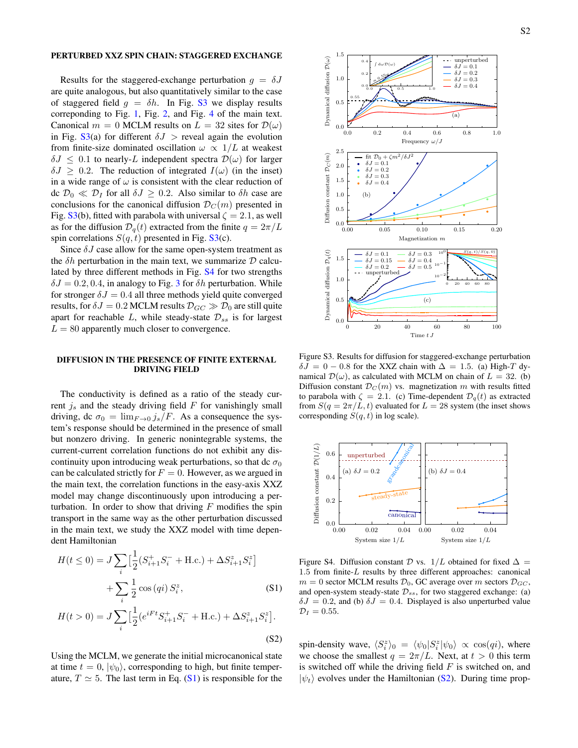## PERTURBED XXZ SPIN CHAIN: STAGGERED EXCHANGE

Results for the staggered-exchange perturbation $g = \delta J$ are quite analogous, but also quantitatively similar to the case of staggered field $g = \delta h$. In Fig. S3 we display results correponding to Fig. 1, Fig. 2, and Fig. 4 of the main text. Canonical $m = 0$ MCLM results on $L = 32$ sites for $\mathcal{D}(\omega)$ in Fig. S3(a) for different $\delta J >$ reveal again the evolution from finite-size dominated oscillation $\omega \propto 1/L$ at weakest $\delta J \leq 0.1$ to nearly-$L$ independent spectra $\mathcal{D}(\omega)$ for larger $\delta J \geq 0.2$. The reduction of integrated $I(\omega)$ (in the inset) in a wide range of $\omega$ is consistent with the clear reduction of dc $\mathcal{D}_0 \ll \mathcal{D}_I$ for all $\delta J \geq 0.2$. Also similar to $\delta h$ case are conclusions for the canonical diffusion $\mathcal{D}_C(m)$ presented in Fig. S3(b), fitted with parabola with universal $\zeta = 2.1$, as well as for the diffusion $\mathcal{D}_q(t)$ extracted from the finite $q = 2\pi/L$ spin correlations $S(q,t)$ presented in Fig. S3(c).

Since $\delta J$ case allow for the same open-system treatment as the $\delta h$ perturbation in the main text, we summarize $\mathcal{D}$ calculated by three different methods in Fig. S4 for two strengths $\delta J = 0.2, 0.4$, in analogy to Fig. 3 for $\delta h$ perturbation. While for stronger $\delta J = 0.4$ all three methods yield quite converged results, for $\delta J = 0.2$ MCLM results $\mathcal{D}_{GC} \gg \mathcal{D}_0$ are still quite apart for reachable $L$, while steady-state $\mathcal{D}_{ss}$ is for largest $L = 80$ apparently much closer to convergence.

Figure S3. Results for diffusion for staggered-exchange perturbation $\delta J = 0 - 0.8$ for the XXZ chain with $\Delta = 1.5$. (a) High-$T$ dynamical $\mathcal{D}(\omega)$, as calculated with MCLM on chain of $L = 32$. (b) Diffusion constant $\mathcal{D}_C(m)$ vs. magnetization $m$ with results fitted to parabola with $\zeta = 2.1$. (c) Time-dependent $\mathcal{D}_q(t)$ as extracted from $S(q = 2\pi/L, t)$ evaluated for $L = 28$ system (the inset shows corresponding $S(q,t)$ in log scale).

Figure S4. Diffusion constant $\mathcal{D}$ vs. $1/L$ obtained for fixed $\Delta = 1.5$ from finite-$L$ results by three different approaches: canonical $m = 0$ sector MCLM results $\mathcal{D}_0$, GC average over $m$ sectors $\mathcal{D}_{GC}$, and open-system steady-state $\mathcal{D}_{ss}$, for two staggered exchange: (a) $\delta J = 0.2$, and (b) $\delta J = 0.4$. Displayed is also unperturbed value $\mathcal{D}_I = 0.55$.

## DIFFUSION IN THE PRESENCE OF FINITE EXTERNAL DRIVING FIELD

The conductivity is defined as a ratio of the steady current $j_s$ and the steady driving field $F$ for vanishingly small driving, dc $\sigma_0 = \lim_{F\to 0} j_s/F$. As a consequence the system's response should be determined in the presence of small but nonzero driving. In generic nonintegrable systems, the current-current correlation functions do not exhibit any discontinuity upon introducing weak perturbations, so that dc $\sigma_0$ can be calculated strictly for $F = 0$. However, as we argued in the main text, the correlation functions in the easy-axis XXZ model may change discontinuously upon introducing a perturbation. In order to show that driving $F$ modifies the spin transport in the same way as the other perturbation discussed in the main text, we study the XXZ model with time dependent Hamiltonian

$$
H(t \leq 0) = J \sum_i \Big[\frac{1}{2}(S^+_{i+1}S^-_i + \text{H.c.}) + \Delta S^z_{i+1}S^z_i\Big] + \sum_i \frac{1}{2}\cos(qi)\, S^z_i, \tag{S1}
$$

$$
H(t > 0) = J \sum_i \Big[\frac{1}{2}(e^{iFt}S^+_{i+1}S^-_i + \text{H.c.}) + \Delta S^z_{i+1}S^z_i\Big]. \tag{S2}
$$

Using the MCLM, we generate the initial microcanonical state at time $t = 0$, $|\psi_0\rangle$, corresponding to high, but finite temperature, $T \simeq 5$. The last term in Eq. (S1) is responsible for the spin-density wave, $\langle S^z_i\rangle_0 = \langle\psi_0|S^z_i|\psi_0\rangle \propto \cos(qi)$, where we choose the smallest $q = 2\pi/L$. Next, at $t > 0$ this term is switched off while the driving field $F$ is switched on, and $|\psi_t\rangle$ evolves under the Hamiltonian (S2). During time prop-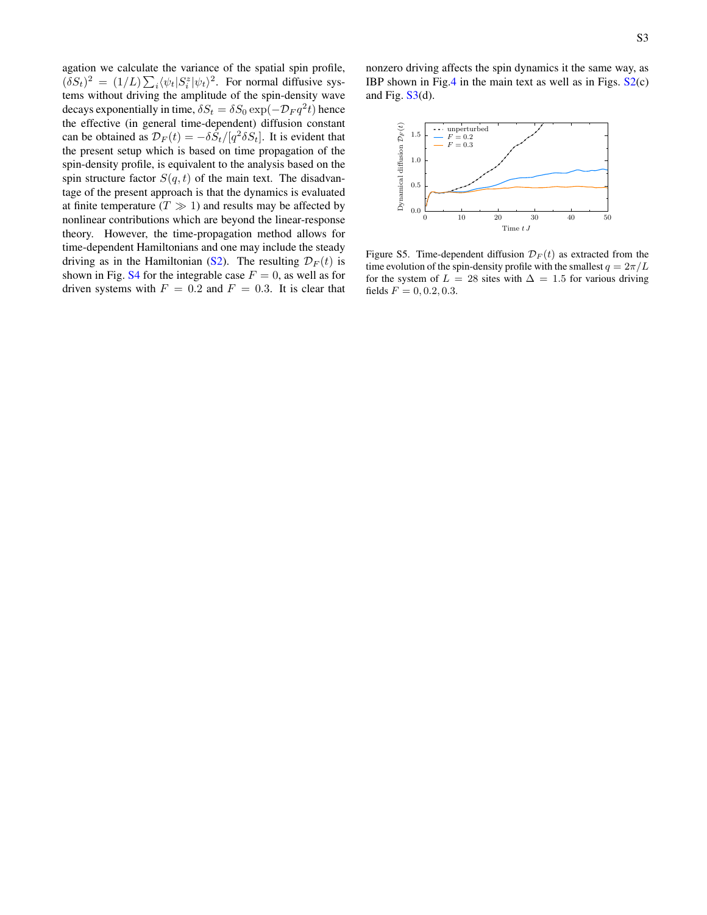agation we calculate the variance of the spatial spin profile, $(\delta S_t)^2 = (1/L)\sum_i \langle\psi_t|S_i^z|\psi_t\rangle^2$. For normal diffusive systems without driving the amplitude of the spin-density wave decays exponentially in time, $\delta S_t = \delta S_0 \exp(-\mathcal{D}_F q^2 t)$ hence the effective (in general time-dependent) diffusion constant can be obtained as $\mathcal{D}_F(t) = -\delta \dot{S}_t/[q^2 \delta S_t]$. It is evident that the present setup which is based on time propagation of the spin-density profile, is equivalent to the analysis based on the spin structure factor $S(q,t)$ of the main text. The disadvantage of the present approach is that the dynamics is evaluated at finite temperature ($T \gg 1$) and results may be affected by nonlinear contributions which are beyond the linear-response theory. However, the time-propagation method allows for time-dependent Hamiltonians and one may include the steady driving as in the Hamiltonian (S2). The resulting $\mathcal{D}_F(t)$ is shown in Fig. S4 for the integrable case $F = 0$, as well as for driven systems with $F = 0.2$ and $F = 0.3$. It is clear that nonzero driving affects the spin dynamics it the same way, as IBP shown in Fig.4 in the main text as well as in Figs. S2(c) and Fig. S3(d).

Dynamical diffusion $\mathcal{D}_F(t)$

unperturbed
$F = 0.2$
$F = 0.3$

1.5
1.0
0.5
0.0

0
10
20
30
40
50

Time $t\,J$

Figure S5. Time-dependent diffusion $\mathcal{D}_F(t)$ as extracted from the time evolution of the spin-density profile with the smallest $q = 2\pi/L$ for the system of $L = 28$ sites with $\Delta = 1.5$ for various driving fields $F = 0, 0.2, 0.3$.